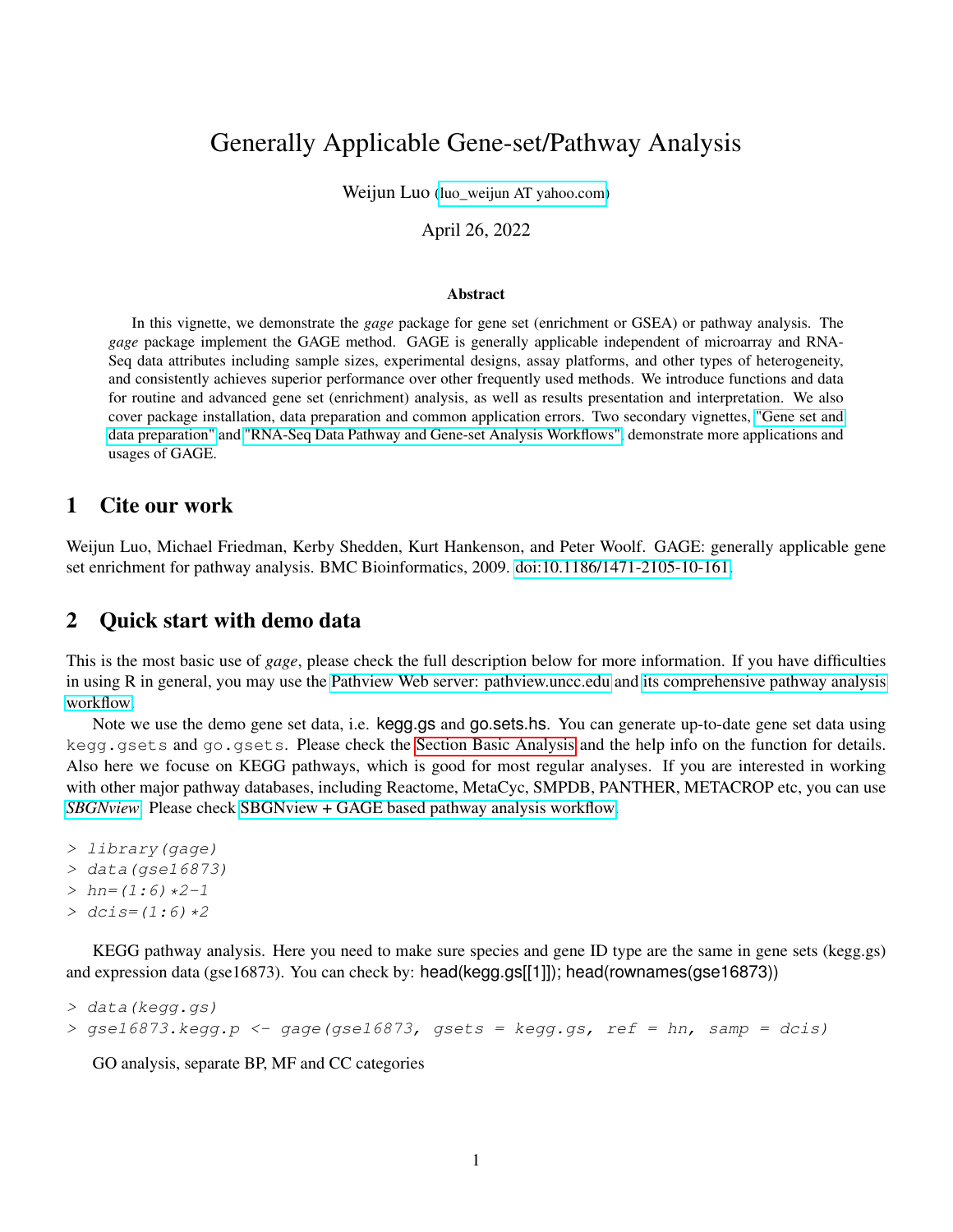# Generally Applicable Gene-set/Pathway Analysis

Weijun Luo (luo_weijun AT yahoo.com)

April 26, 2022

### Abstract

In this vignette, we demonstrate the *gage* package for gene set (enrichment or GSEA) or pathway analysis. The *gage* package implement the GAGE method. GAGE is generally applicable independent of microarray and RNA-Seq data attributes including sample sizes, experimental designs, assay platforms, and other types of heterogeneity, and consistently achieves superior performance over other frequently used methods. We introduce functions and data for routine and advanced gene set (enrichment) analysis, as well as results presentation and interpretation. We also cover package installation, data preparation and common application errors. Two secondary vignettes, "Gene set and data preparation" and "RNA-Seq Data Pathway and Gene-set Analysis Workflows", demonstrate more applications and usages of GAGE.

## 1 Cite our work

Weijun Luo, Michael Friedman, Kerby Shedden, Kurt Hankenson, and Peter Woolf. GAGE: generally applicable gene set enrichment for pathway analysis. BMC Bioinformatics, 2009. doi:10.1186/1471-2105-10-161.

## 2 Quick start with demo data

This is the most basic use of *gage*, please check the full description below for more information. If you have difficulties in using R in general, you may use the Pathview Web server: pathview.uncc.edu and its comprehensive pathway analysis workflow.

Note we use the demo gene set data, i.e. kegg.gs and go.sets.hs. You can generate up-to-date gene set data using kegg.gsets and go.gsets. Please check the Section Basic Analysis and the help info on the function for details. Also here we focuse on KEGG pathways, which is good for most regular analyses. If you are interested in working with other major pathway databases, including Reactome, MetaCyc, SMPDB, PANTHER, METACROP etc, you can use *SBGNview*. Please check SBGNview + GAGE based pathway analysis workflow.

```
> library(gage)
> data(gse16873)
> hn=(1:6)*2-1
> dcis=(1:6)*2
```

KEGG pathway analysis. Here you need to make sure species and gene ID type are the same in gene sets (kegg.gs) and expression data (gse16873). You can check by: head(kegg.gs[[1]]); head(rownames(gse16873))

```
> data(kegg.gs)
> gse16873.kegg.p <- gage(gse16873, gsets = kegg.gs, ref = hn, samp = dcis)
```

GO analysis, separate BP, MF and CC categories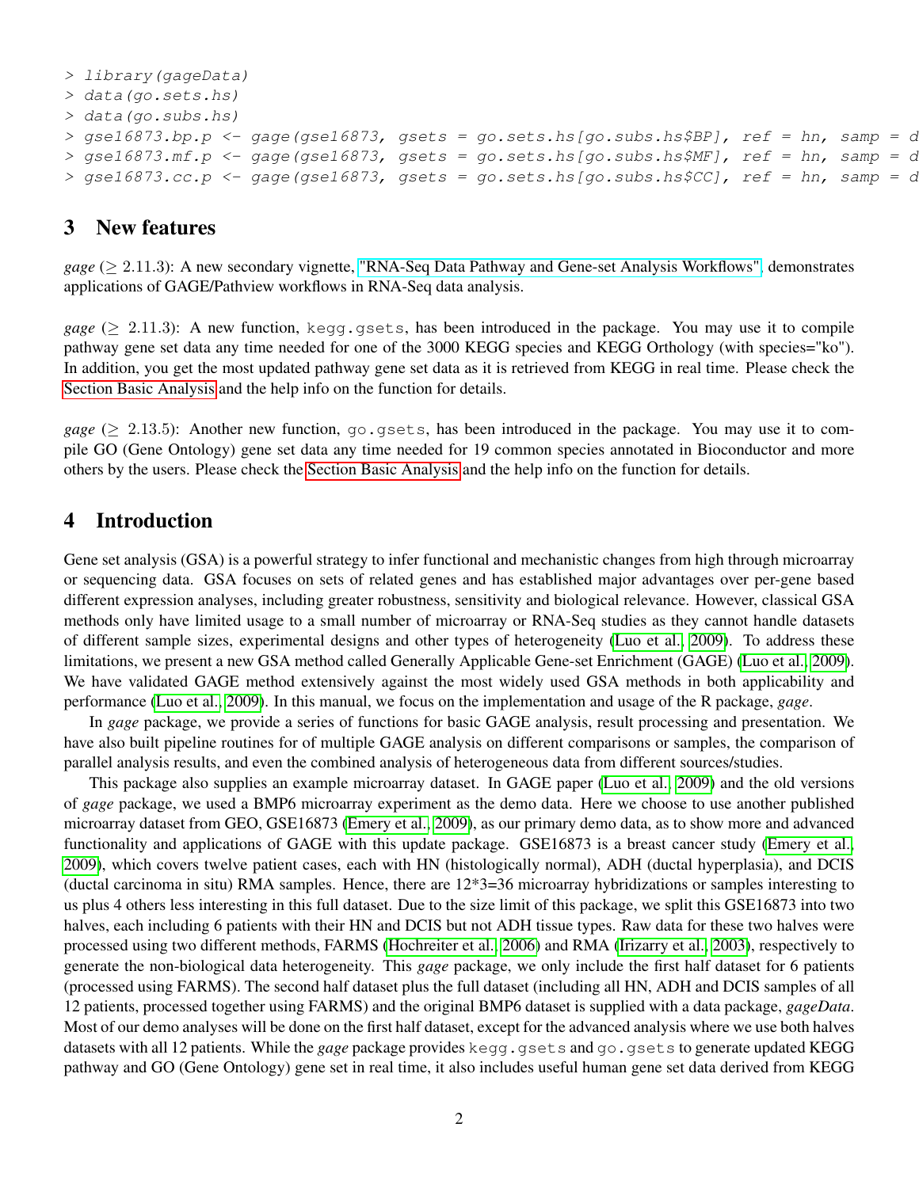```
> library(gageData)
> data(go.sets.hs)
> data(go.subs.hs)
> gse16873.bp.p <- gage(gse16873, gsets = go.sets.hs[go.subs.hs$BP], ref = hn, samp = d
> gse16873.mf.p <- gage(gse16873, gsets = go.sets.hs[go.subs.hs$MF], ref = hn, samp = d
> gse16873.cc.p <- gage(gse16873, gsets = go.sets.hs[go.subs.hs$CC], ref = hn, samp = d
```

## 3 New features

*gage* ($\geq$ 2.11.3): A new secondary vignette, "RNA-Seq Data Pathway and Gene-set Analysis Workflows", demonstrates applications of GAGE/Pathview workflows in RNA-Seq data analysis.

*gage* ($\geq$ 2.11.3): A new function, `kegg.gsets`, has been introduced in the package. You may use it to compile pathway gene set data any time needed for one of the 3000 KEGG species and KEGG Orthology (with species="ko"). In addition, you get the most updated pathway gene set data as it is retrieved from KEGG in real time. Please check the Section Basic Analysis and the help info on the function for details.

*gage* ($\geq$ 2.13.5): Another new function, `go.gsets`, has been introduced in the package. You may use it to compile GO (Gene Ontology) gene set data any time needed for 19 common species annotated in Bioconductor and more others by the users. Please check the Section Basic Analysis and the help info on the function for details.

## 4 Introduction

Gene set analysis (GSA) is a powerful strategy to infer functional and mechanistic changes from high through microarray or sequencing data. GSA focuses on sets of related genes and has established major advantages over per-gene based different expression analyses, including greater robustness, sensitivity and biological relevance. However, classical GSA methods only have limited usage to a small number of microarray or RNA-Seq studies as they cannot handle datasets of different sample sizes, experimental designs and other types of heterogeneity (Luo et al., 2009). To address these limitations, we present a new GSA method called Generally Applicable Gene-set Enrichment (GAGE) (Luo et al., 2009). We have validated GAGE method extensively against the most widely used GSA methods in both applicability and performance (Luo et al., 2009). In this manual, we focus on the implementation and usage of the R package, *gage*.

In *gage* package, we provide a series of functions for basic GAGE analysis, result processing and presentation. We have also built pipeline routines for of multiple GAGE analysis on different comparisons or samples, the comparison of parallel analysis results, and even the combined analysis of heterogeneous data from different sources/studies.

This package also supplies an example microarray dataset. In GAGE paper (Luo et al., 2009) and the old versions of *gage* package, we used a BMP6 microarray experiment as the demo data. Here we choose to use another published microarray dataset from GEO, GSE16873 (Emery et al., 2009), as our primary demo data, as to show more and advanced functionality and applications of GAGE with this update package. GSE16873 is a breast cancer study (Emery et al., 2009), which covers twelve patient cases, each with HN (histologically normal), ADH (ductal hyperplasia), and DCIS (ductal carcinoma in situ) RMA samples. Hence, there are 12*3=36 microarray hybridizations or samples interesting to us plus 4 others less interesting in this full dataset. Due to the size limit of this package, we split this GSE16873 into two halves, each including 6 patients with their HN and DCIS but not ADH tissue types. Raw data for these two halves were processed using two different methods, FARMS (Hochreiter et al., 2006) and RMA (Irizarry et al., 2003), respectively to generate the non-biological data heterogeneity. This *gage* package, we only include the first half dataset for 6 patients (processed using FARMS). The second half dataset plus the full dataset (including all HN, ADH and DCIS samples of all 12 patients, processed together using FARMS) and the original BMP6 dataset is supplied with a data package, *gageData*. Most of our demo analyses will be done on the first half dataset, except for the advanced analysis where we use both halves datasets with all 12 patients. While the *gage* package provides `kegg.gsets` and `go.gsets` to generate updated KEGG pathway and GO (Gene Ontology) gene set in real time, it also includes useful human gene set data derived from KEGG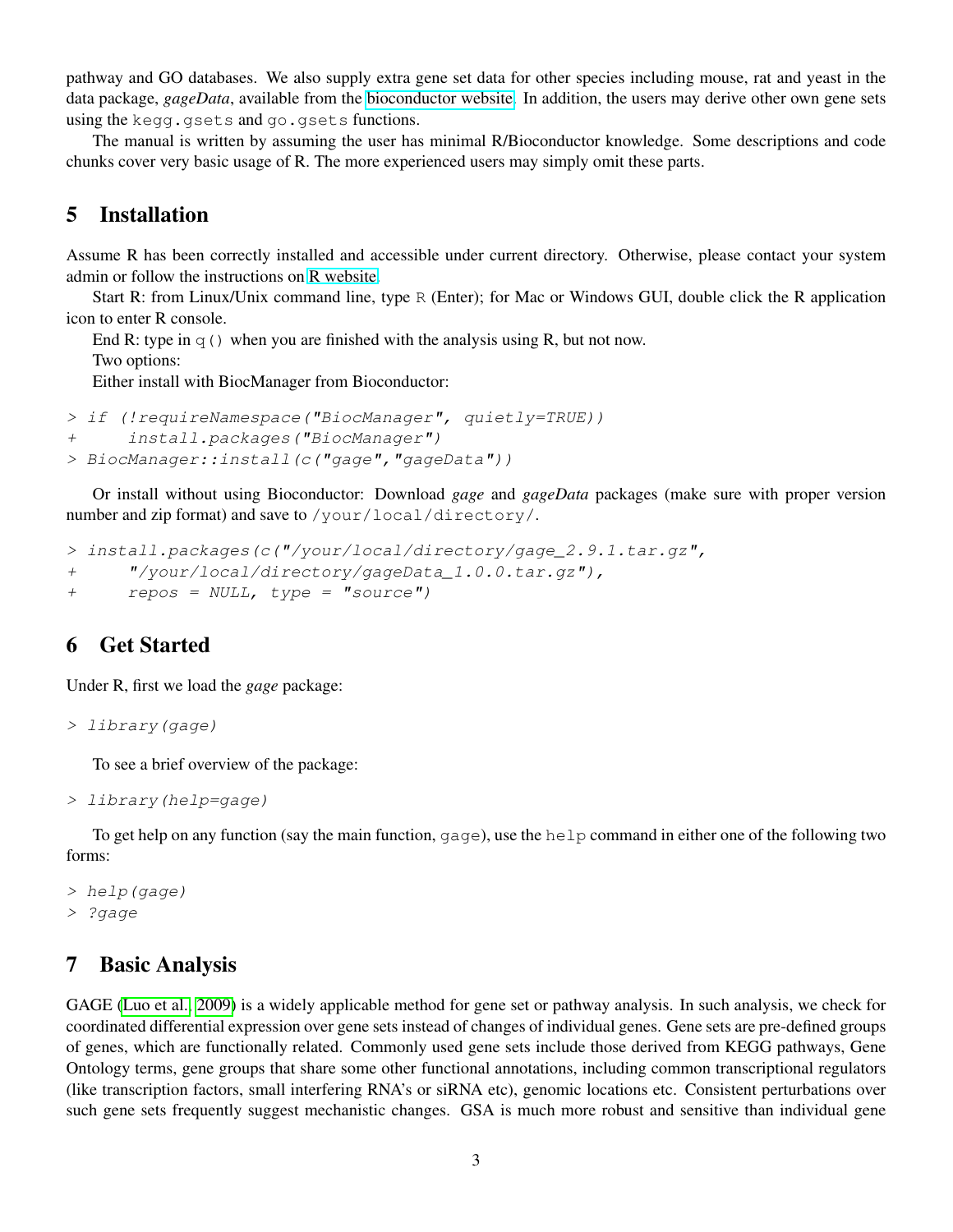pathway and GO databases. We also supply extra gene set data for other species including mouse, rat and yeast in the data package, *gageData*, available from the bioconductor website. In addition, the users may derive other own gene sets using the `kegg.gsets` and `go.gsets` functions.

The manual is written by assuming the user has minimal R/Bioconductor knowledge. Some descriptions and code chunks cover very basic usage of R. The more experienced users may simply omit these parts.

## 5 Installation

Assume R has been correctly installed and accessible under current directory. Otherwise, please contact your system admin or follow the instructions on R website.

Start R: from Linux/Unix command line, type `R` (Enter); for Mac or Windows GUI, double click the R application icon to enter R console.

End R: type in `q()` when you are finished with the analysis using R, but not now.

Two options:

Either install with BiocManager from Bioconductor:

```
> if (!requireNamespace("BiocManager", quietly=TRUE))
+     install.packages("BiocManager")
> BiocManager::install(c("gage","gageData"))
```

Or install without using Bioconductor: Download *gage* and *gageData* packages (make sure with proper version number and zip format) and save to `/your/local/directory/`.

```
> install.packages(c("/your/local/directory/gage_2.9.1.tar.gz",
+     "/your/local/directory/gageData_1.0.0.tar.gz"),
+     repos = NULL, type = "source")
```

## 6 Get Started

Under R, first we load the *gage* package:

```
> library(gage)
```

To see a brief overview of the package:

```
> library(help=gage)
```

To get help on any function (say the main function, `gage`), use the `help` command in either one of the following two forms:

```
> help(gage)
> ?gage
```

## 7 Basic Analysis

GAGE (Luo et al., 2009) is a widely applicable method for gene set or pathway analysis. In such analysis, we check for coordinated differential expression over gene sets instead of changes of individual genes. Gene sets are pre-defined groups of genes, which are functionally related. Commonly used gene sets include those derived from KEGG pathways, Gene Ontology terms, gene groups that share some other functional annotations, including common transcriptional regulators (like transcription factors, small interfering RNA's or siRNA etc), genomic locations etc. Consistent perturbations over such gene sets frequently suggest mechanistic changes. GSA is much more robust and sensitive than individual gene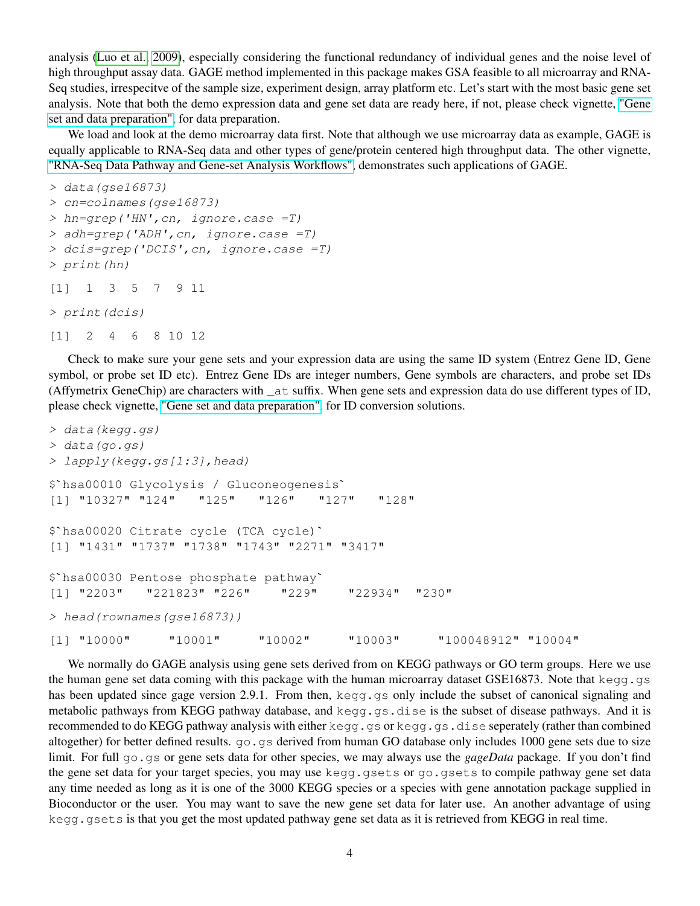analysis (Luo et al., 2009), especially considering the functional redundancy of individual genes and the noise level of high throughput assay data. GAGE method implemented in this package makes GSA feasible to all microarray and RNA-Seq studies, irrespecitve of the sample size, experiment design, array platform etc. Let's start with the most basic gene set analysis. Note that both the demo expression data and gene set data are ready here, if not, please check vignette, "Gene set and data preparation", for data preparation.

We load and look at the demo microarray data first. Note that although we use microarray data as example, GAGE is equally applicable to RNA-Seq data and other types of gene/protein centered high throughput data. The other vignette, "RNA-Seq Data Pathway and Gene-set Analysis Workflows", demonstrates such applications of GAGE.

```
> data(gse16873)
> cn=colnames(gse16873)
> hn=grep('HN',cn, ignore.case =T)
> adh=grep('ADH',cn, ignore.case =T)
> dcis=grep('DCIS',cn, ignore.case =T)
> print(hn)

[1]  1  3  5  7  9 11

> print(dcis)

[1]  2  4  6  8 10 12
```

Check to make sure your gene sets and your expression data are using the same ID system (Entrez Gene ID, Gene symbol, or probe set ID etc). Entrez Gene IDs are integer numbers, Gene symbols are characters, and probe set IDs (Affymetrix GeneChip) are characters with _at suffix. When gene sets and expression data do use different types of ID, please check vignette, "Gene set and data preparation", for ID conversion solutions.

```
> data(kegg.gs)
> data(go.gs)
> lapply(kegg.gs[1:3],head)

$`hsa00010 Glycolysis / Gluconeogenesis`
[1] "10327" "124"   "125"   "126"   "127"   "128"

$`hsa00020 Citrate cycle (TCA cycle)`
[1] "1431" "1737" "1738" "1743" "2271" "3417"

$`hsa00030 Pentose phosphate pathway`
[1] "2203"   "221823" "226"    "229"    "22934"  "230"

> head(rownames(gse16873))

[1] "10000"     "10001"     "10002"     "10003"     "100048912" "10004"
```

We normally do GAGE analysis using gene sets derived from on KEGG pathways or GO term groups. Here we use the human gene set data coming with this package with the human microarray dataset GSE16873. Note that `kegg.gs` has been updated since gage version 2.9.1. From then, `kegg.gs` only include the subset of canonical signaling and metabolic pathways from KEGG pathway database, and `kegg.gs.dise` is the subset of disease pathways. And it is recommended to do KEGG pathway analysis with either `kegg.gs` or `kegg.gs.dise` seperately (rather than combined altogether) for better defined results. `go.gs` derived from human GO database only includes 1000 gene sets due to size limit. For full `go.gs` or gene sets data for other species, we may always use the *gageData* package. If you don't find the gene set data for your target species, you may use `kegg.gsets` or `go.gsets` to compile pathway gene set data any time needed as long as it is one of the 3000 KEGG species or a species with gene annotation package supplied in Bioconductor or the user. You may want to save the new gene set data for later use. An another advantage of using `kegg.gsets` is that you get the most updated pathway gene set data as it is retrieved from KEGG in real time.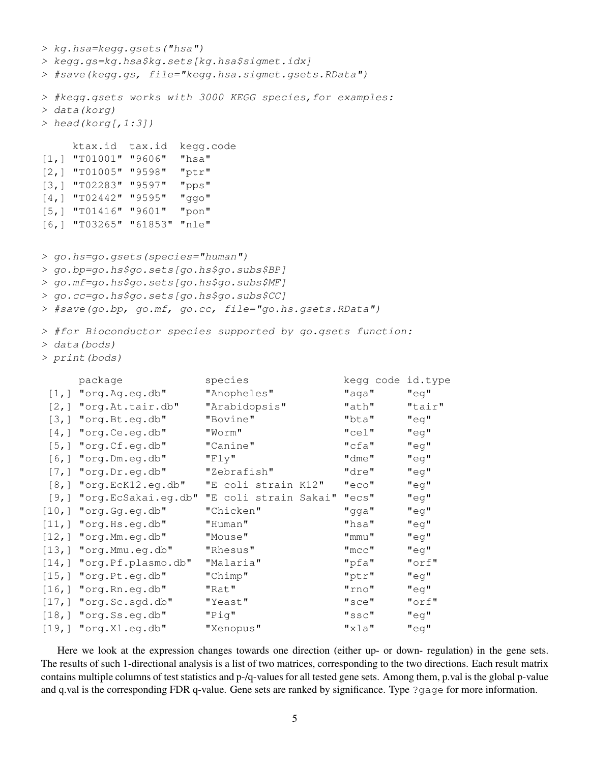```
> kg.hsa=kegg.gsets("hsa")
> kegg.gs=kg.hsa$kg.sets[kg.hsa$sigmet.idx]
> #save(kegg.gs, file="kegg.hsa.sigmet.gsets.RData")
> #kegg.gsets works with 3000 KEGG species,for examples:
> data(korg)
> head(korg[,1:3])

     ktax.id   tax.id  kegg.code
[1,] "T01001" "9606"   "hsa"
[2,] "T01005" "9598"   "ptr"
[3,] "T02283" "9597"   "pps"
[4,] "T02442" "9595"   "ggo"
[5,] "T01416" "9601"   "pon"
[6,] "T03265" "61853"  "nle"

> go.hs=go.gsets(species="human")
> go.bp=go.hs$go.sets[go.hs$go.subs$BP]
> go.mf=go.hs$go.sets[go.hs$go.subs$MF]
> go.cc=go.hs$go.sets[go.hs$go.subs$CC]
> #save(go.bp, go.mf, go.cc, file="go.hs.gsets.RData")
> #for Bioconductor species supported by go.gsets function:
> data(bods)
> print(bods)

      package               species                kegg code id.type
 [1,] "org.Ag.eg.db"        "Anopheles"            "aga"     "eg"
 [2,] "org.At.tair.db"      "Arabidopsis"          "ath"     "tair"
 [3,] "org.Bt.eg.db"        "Bovine"               "bta"     "eg"
 [4,] "org.Ce.eg.db"        "Worm"                 "cel"     "eg"
 [5,] "org.Cf.eg.db"        "Canine"               "cfa"     "eg"
 [6,] "org.Dm.eg.db"        "Fly"                  "dme"     "eg"
 [7,] "org.Dr.eg.db"        "Zebrafish"            "dre"     "eg"
 [8,] "org.EcK12.eg.db"     "E coli strain K12"    "eco"     "eg"
 [9,] "org.EcSakai.eg.db"   "E coli strain Sakai"  "ecs"     "eg"
[10,] "org.Gg.eg.db"        "Chicken"              "gga"     "eg"
[11,] "org.Hs.eg.db"        "Human"                "hsa"     "eg"
[12,] "org.Mm.eg.db"        "Mouse"                "mmu"     "eg"
[13,] "org.Mmu.eg.db"       "Rhesus"               "mcc"     "eg"
[14,] "org.Pf.plasmo.db"    "Malaria"              "pfa"     "orf"
[15,] "org.Pt.eg.db"        "Chimp"                "ptr"     "eg"
[16,] "org.Rn.eg.db"        "Rat"                  "rno"     "eg"
[17,] "org.Sc.sgd.db"       "Yeast"                "sce"     "orf"
[18,] "org.Ss.eg.db"        "Pig"                  "ssc"     "eg"
[19,] "org.Xl.eg.db"        "Xenopus"              "xla"     "eg"
```

Here we look at the expression changes towards one direction (either up- or down- regulation) in the gene sets. The results of such 1-directional analysis is a list of two matrices, corresponding to the two directions. Each result matrix contains multiple columns of test statistics and p-/q-values for all tested gene sets. Among them, p.val is the global p-value and q.val is the corresponding FDR q-value. Gene sets are ranked by significance. Type `?gage` for more information.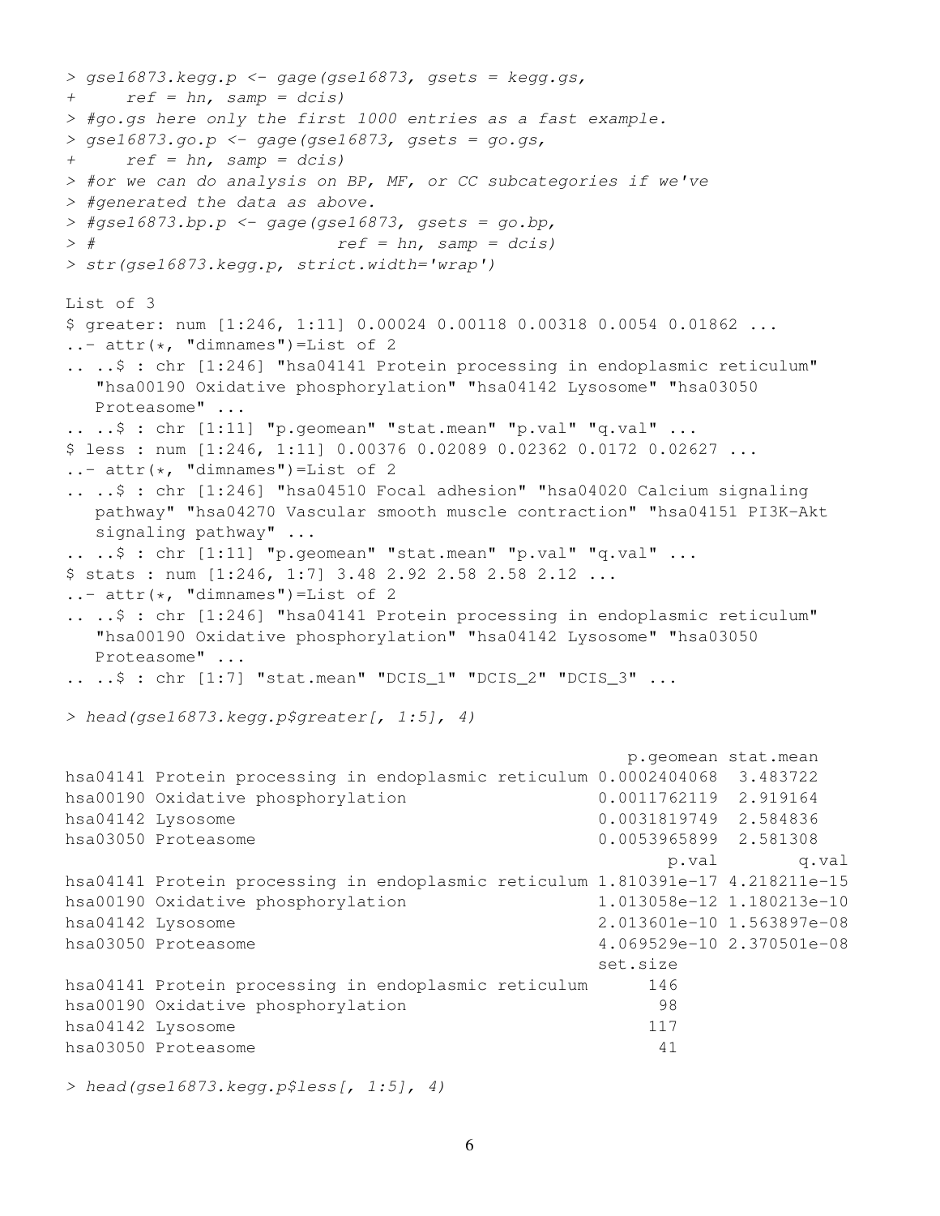```
> gse16873.kegg.p <- gage(gse16873, gsets = kegg.gs,
+     ref = hn, samp = dcis)
> #go.gs here only the first 1000 entries as a fast example.
> gse16873.go.p <- gage(gse16873, gsets = go.gs,
+     ref = hn, samp = dcis)
> #or we can do analysis on BP, MF, or CC subcategories if we've
> #generated the data as above.
> #gse16873.bp.p <- gage(gse16873, gsets = go.bp,
> #                       ref = hn, samp = dcis)
> str(gse16873.kegg.p, strict.width='wrap')

List of 3
$ greater: num [1:246, 1:11] 0.00024 0.00118 0.00318 0.0054 0.01862 ...
..- attr(*, "dimnames")=List of 2
.. ..$ : chr [1:246] "hsa04141 Protein processing in endoplasmic reticulum"
   "hsa00190 Oxidative phosphorylation" "hsa04142 Lysosome" "hsa03050
   Proteasome" ...
.. ..$ : chr [1:11] "p.geomean" "stat.mean" "p.val" "q.val" ...
$ less : num [1:246, 1:11] 0.00376 0.02089 0.02362 0.0172 0.02627 ...
..- attr(*, "dimnames")=List of 2
.. ..$ : chr [1:246] "hsa04510 Focal adhesion" "hsa04020 Calcium signaling
   pathway" "hsa04270 Vascular smooth muscle contraction" "hsa04151 PI3K-Akt
   signaling pathway" ...
.. ..$ : chr [1:11] "p.geomean" "stat.mean" "p.val" "q.val" ...
$ stats : num [1:246, 1:7] 3.48 2.92 2.58 2.58 2.12 ...
..- attr(*, "dimnames")=List of 2
.. ..$ : chr [1:246] "hsa04141 Protein processing in endoplasmic reticulum"
   "hsa00190 Oxidative phosphorylation" "hsa04142 Lysosome" "hsa03050
   Proteasome" ...
.. ..$ : chr [1:7] "stat.mean" "DCIS_1" "DCIS_2" "DCIS_3" ...

> head(gse16873.kegg.p$greater[, 1:5], 4)

                                                        p.geomean stat.mean
hsa04141 Protein processing in endoplasmic reticulum 0.0002404068  3.483722
hsa00190 Oxidative phosphorylation                   0.0011762119  2.919164
hsa04142 Lysosome                                    0.0031819749  2.584836
hsa03050 Proteasome                                  0.0053965899  2.581308
                                                            p.val        q.val
hsa04141 Protein processing in endoplasmic reticulum 1.810391e-17 4.218211e-15
hsa00190 Oxidative phosphorylation                   1.013058e-12 1.180213e-10
hsa04142 Lysosome                                    2.013601e-10 1.563897e-08
hsa03050 Proteasome                                  4.069529e-10 2.370501e-08
                                                     set.size
hsa04141 Protein processing in endoplasmic reticulum      146
hsa00190 Oxidative phosphorylation                         98
hsa04142 Lysosome                                         117
hsa03050 Proteasome                                        41

> head(gse16873.kegg.p$less[, 1:5], 4)
```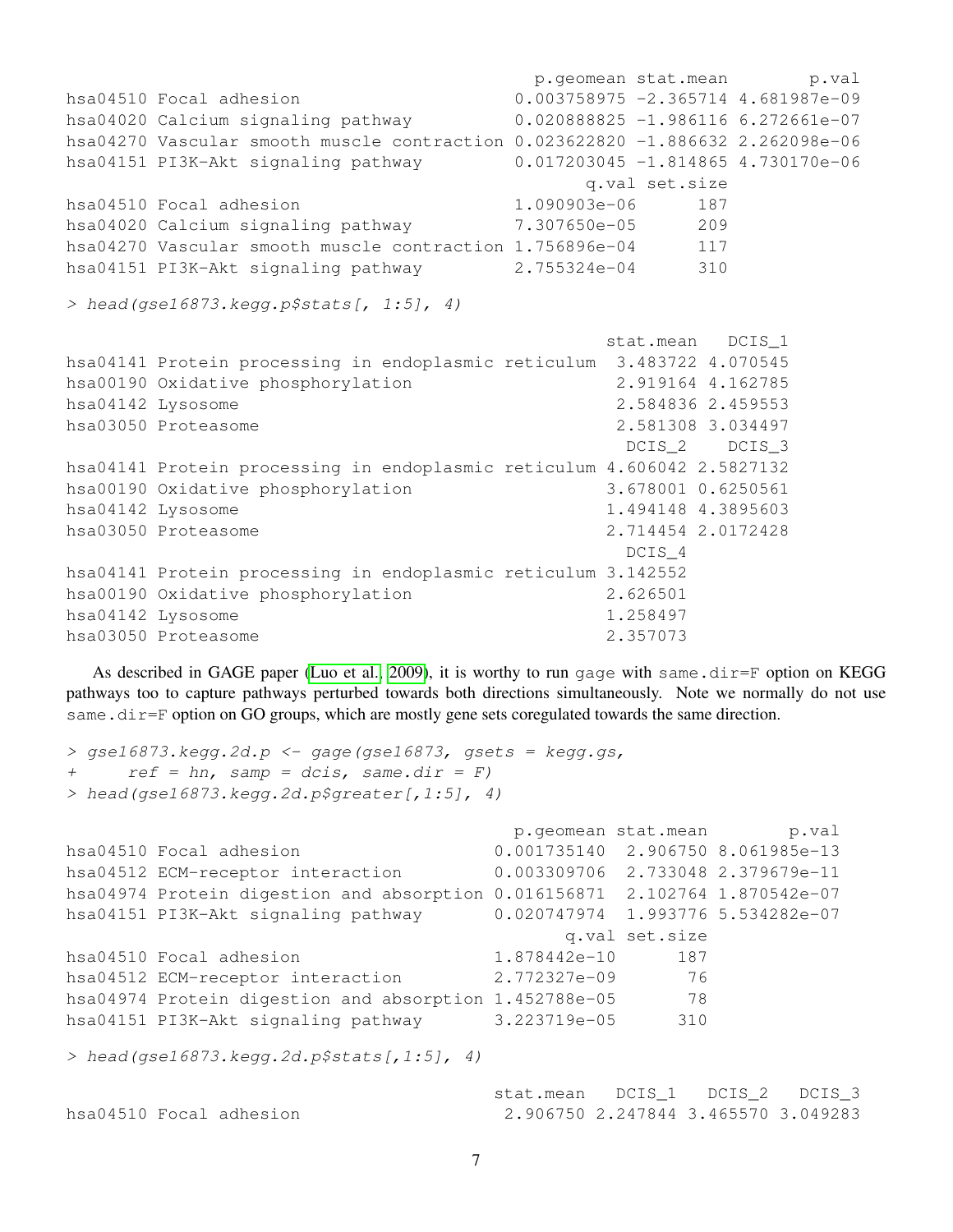```
                                          p.geomean stat.mean        p.val
hsa04510 Focal adhesion                 0.003758975 -2.365714 4.681987e-09
hsa04020 Calcium signaling pathway      0.020888825 -1.986116 6.272661e-07
hsa04270 Vascular smooth muscle contraction 0.023622820 -1.886632 2.262098e-06
hsa04151 PI3K-Akt signaling pathway     0.017203045 -1.814865 4.730170e-06
                                              q.val set.size
hsa04510 Focal adhesion                 1.090903e-06      187
hsa04020 Calcium signaling pathway      7.307650e-05      209
hsa04270 Vascular smooth muscle contraction 1.756896e-04      117
hsa04151 PI3K-Akt signaling pathway     2.755324e-04      310
```

```
> head(gse16873.kegg.p$stats[, 1:5], 4)
```

```
                                                 stat.mean   DCIS_1
hsa04141 Protein processing in endoplasmic reticulum  3.483722 4.070545
hsa00190 Oxidative phosphorylation                    2.919164 4.162785
hsa04142 Lysosome                                     2.584836 2.459553
hsa03050 Proteasome                                   2.581308 3.034497
                                                    DCIS_2    DCIS_3
hsa04141 Protein processing in endoplasmic reticulum 4.606042 2.5827132
hsa00190 Oxidative phosphorylation                   3.678001 0.6250561
hsa04142 Lysosome                                    1.494148 4.3895603
hsa03050 Proteasome                                  2.714454 2.0172428
                                                    DCIS_4
hsa04141 Protein processing in endoplasmic reticulum 3.142552
hsa00190 Oxidative phosphorylation                   2.626501
hsa04142 Lysosome                                    1.258497
hsa03050 Proteasome                                  2.357073
```

As described in GAGE paper (Luo et al., 2009), it is worthy to run gage with same.dir=F option on KEGG pathways too to capture pathways perturbed towards both directions simultaneously. Note we normally do not use same.dir=F option on GO groups, which are mostly gene sets coregulated towards the same direction.

```
> gse16873.kegg.2d.p <- gage(gse16873, gsets = kegg.gs,
+     ref = hn, samp = dcis, same.dir = F)
> head(gse16873.kegg.2d.p$greater[,1:5], 4)
```

```
                                         p.geomean stat.mean        p.val
hsa04510 Focal adhesion                0.001735140  2.906750 8.061985e-13
hsa04512 ECM-receptor interaction      0.003309706  2.733048 2.379679e-11
hsa04974 Protein digestion and absorption 0.016156871  2.102764 1.870542e-07
hsa04151 PI3K-Akt signaling pathway    0.020747974  1.993776 5.534282e-07
                                             q.val set.size
hsa04510 Focal adhesion                1.878442e-10      187
hsa04512 ECM-receptor interaction      2.772327e-09       76
hsa04974 Protein digestion and absorption 1.452788e-05       78
hsa04151 PI3K-Akt signaling pathway    3.223719e-05      310
```

```
> head(gse16873.kegg.2d.p$stats[,1:5], 4)
```

```
                                       stat.mean   DCIS_1   DCIS_2   DCIS_3
hsa04510 Focal adhesion                 2.906750 2.247844 3.465570 3.049283
```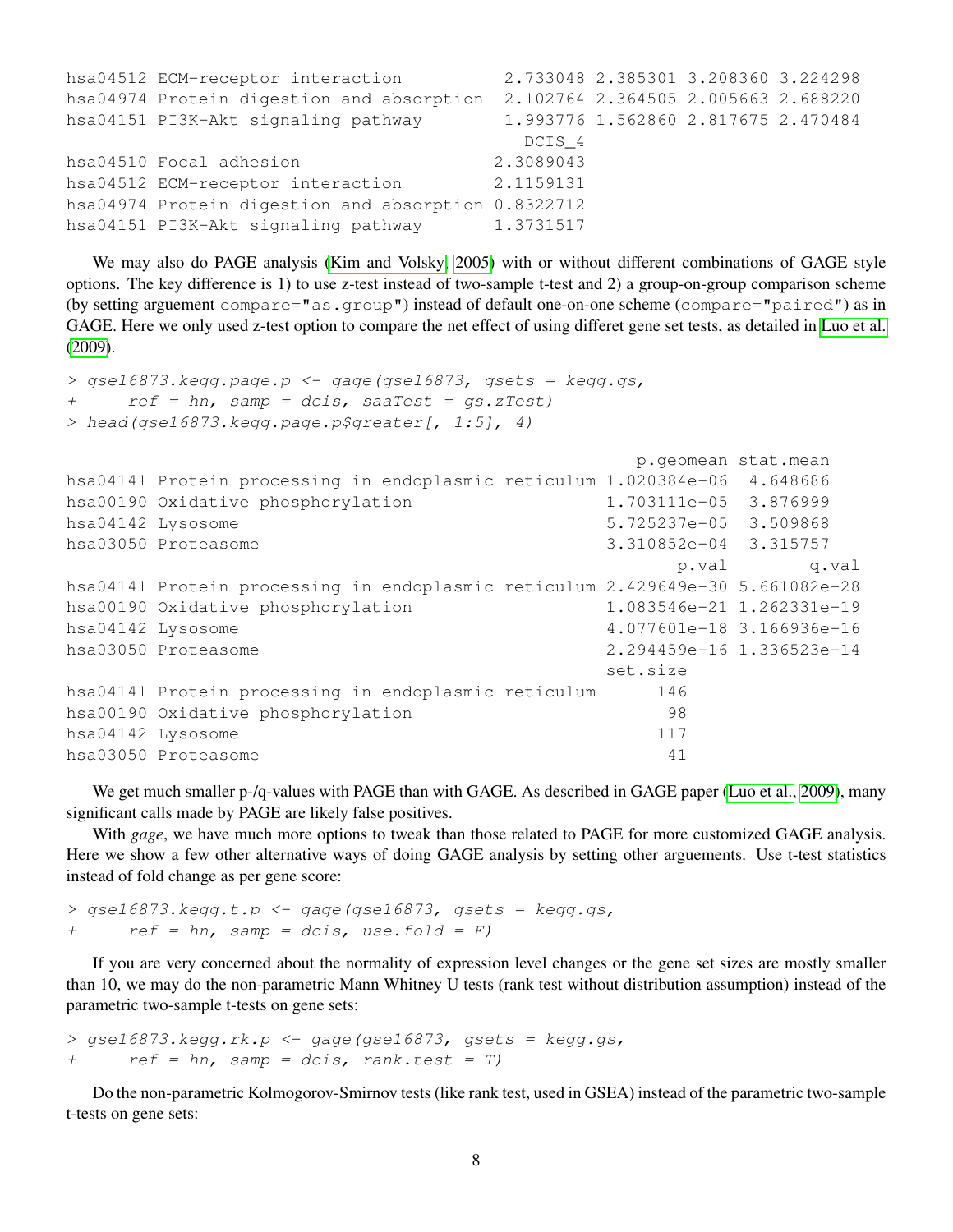```
hsa04512 ECM-receptor interaction          2.733048 2.385301 3.208360 3.224298
hsa04974 Protein digestion and absorption  2.102764 2.364505 2.005663 2.688220
hsa04151 PI3K-Akt signaling pathway        1.993776 1.562860 2.817675 2.470484
                                              DCIS_4
hsa04510 Focal adhesion                    2.3089043
hsa04512 ECM-receptor interaction          2.1159131
hsa04974 Protein digestion and absorption  0.8322712
hsa04151 PI3K-Akt signaling pathway        1.3731517
```

We may also do PAGE analysis (Kim and Volsky, 2005) with or without different combinations of GAGE style options. The key difference is 1) to use z-test instead of two-sample t-test and 2) a group-on-group comparison scheme (by setting arguement `compare="as.group"`) instead of default one-on-one scheme (`compare="paired"`) as in GAGE. Here we only used z-test option to compare the net effect of using differet gene set tests, as detailed in Luo et al. (2009).

```
> gse16873.kegg.page.p <- gage(gse16873, gsets = kegg.gs,
+     ref = hn, samp = dcis, saaTest = gs.zTest)
> head(gse16873.kegg.page.p$greater[, 1:5], 4)
```

```
                                                     p.geomean stat.mean
hsa04141 Protein processing in endoplasmic reticulum 1.020384e-06  4.648686
hsa00190 Oxidative phosphorylation                   1.703111e-05  3.876999
hsa04142 Lysosome                                    5.725237e-05  3.509868
hsa03050 Proteasome                                  3.310852e-04  3.315757
                                                            p.val        q.val
hsa04141 Protein processing in endoplasmic reticulum 2.429649e-30 5.661082e-28
hsa00190 Oxidative phosphorylation                   1.083546e-21 1.262331e-19
hsa04142 Lysosome                                    4.077601e-18 3.166936e-16
hsa03050 Proteasome                                  2.294459e-16 1.336523e-14
                                                     set.size
hsa04141 Protein processing in endoplasmic reticulum      146
hsa00190 Oxidative phosphorylation                         98
hsa04142 Lysosome                                         117
hsa03050 Proteasome                                        41
```

We get much smaller p-/q-values with PAGE than with GAGE. As described in GAGE paper (Luo et al., 2009), many significant calls made by PAGE are likely false positives.

With *gage*, we have much more options to tweak than those related to PAGE for more customized GAGE analysis. Here we show a few other alternative ways of doing GAGE analysis by setting other arguements. Use t-test statistics instead of fold change as per gene score:

```
> gse16873.kegg.t.p <- gage(gse16873, gsets = kegg.gs,
+     ref = hn, samp = dcis, use.fold = F)
```

If you are very concerned about the normality of expression level changes or the gene set sizes are mostly smaller than 10, we may do the non-parametric Mann Whitney U tests (rank test without distribution assumption) instead of the parametric two-sample t-tests on gene sets:

```
> gse16873.kegg.rk.p <- gage(gse16873, gsets = kegg.gs,
+     ref = hn, samp = dcis, rank.test = T)
```

Do the non-parametric Kolmogorov-Smirnov tests (like rank test, used in GSEA) instead of the parametric two-sample t-tests on gene sets: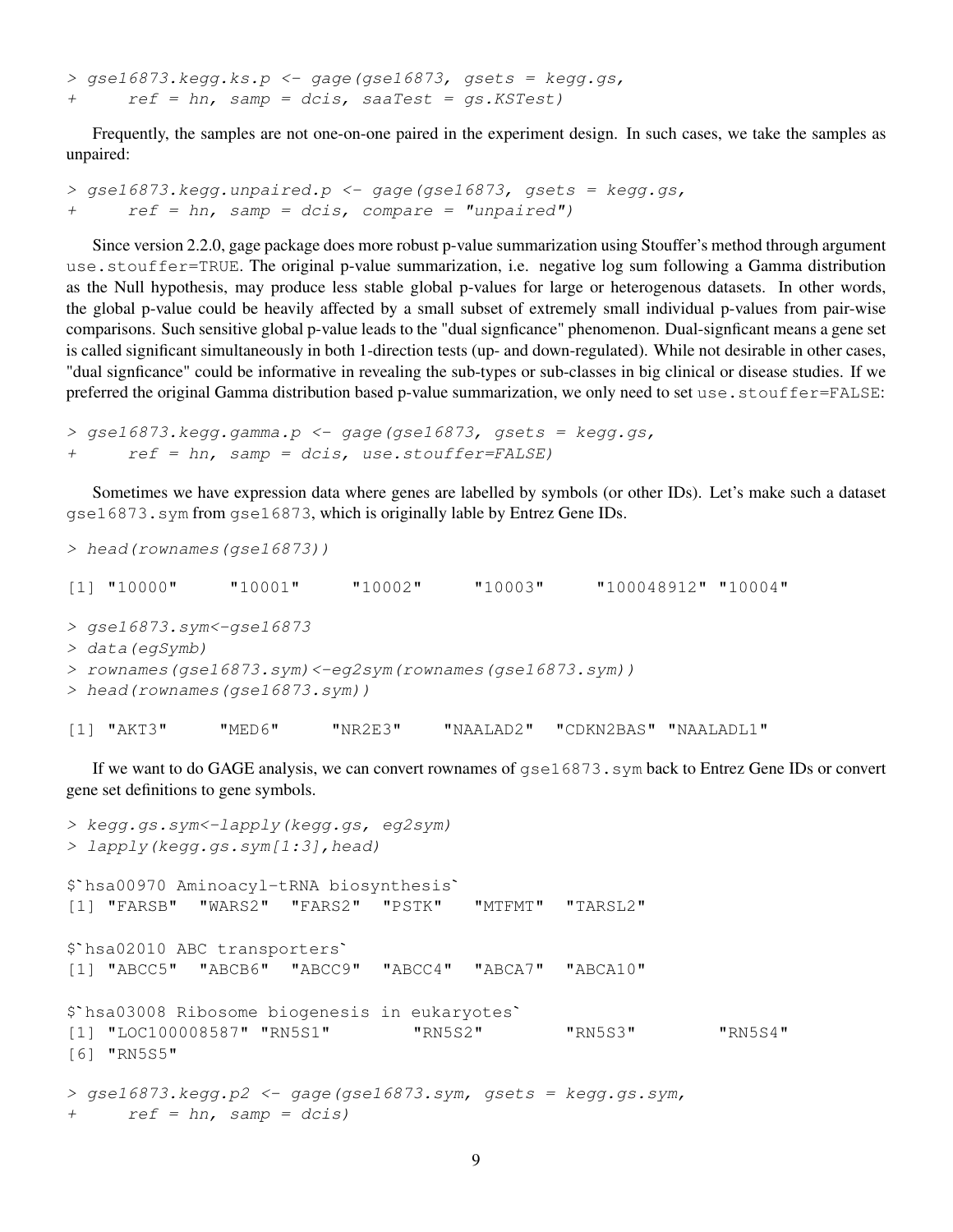```
> gse16873.kegg.ks.p <- gage(gse16873, gsets = kegg.gs,
+     ref = hn, samp = dcis, saaTest = gs.KSTest)
```

Frequently, the samples are not one-on-one paired in the experiment design. In such cases, we take the samples as unpaired:

```
> gse16873.kegg.unpaired.p <- gage(gse16873, gsets = kegg.gs,
+     ref = hn, samp = dcis, compare = "unpaired")
```

Since version 2.2.0, gage package does more robust p-value summarization using Stouffer's method through argument `use.stouffer=TRUE`. The original p-value summarization, i.e. negative log sum following a Gamma distribution as the Null hypothesis, may produce less stable global p-values for large or heterogenous datasets. In other words, the global p-value could be heavily affected by a small subset of extremely small individual p-values from pair-wise comparisons. Such sensitive global p-value leads to the "dual signficance" phenomenon. Dual-signficant means a gene set is called significant simultaneously in both 1-direction tests (up- and down-regulated). While not desirable in other cases, "dual signficance" could be informative in revealing the sub-types or sub-classes in big clinical or disease studies. If we preferred the original Gamma distribution based p-value summarization, we only need to set `use.stouffer=FALSE`:

```
> gse16873.kegg.gamma.p <- gage(gse16873, gsets = kegg.gs,
+     ref = hn, samp = dcis, use.stouffer=FALSE)
```

Sometimes we have expression data where genes are labelled by symbols (or other IDs). Let's make such a dataset `gse16873.sym` from `gse16873`, which is originally lable by Entrez Gene IDs.

```
> head(rownames(gse16873))

[1] "10000"     "10001"     "10002"     "10003"     "100048912" "10004"

> gse16873.sym<-gse16873
> data(egSymb)
> rownames(gse16873.sym)<-eg2sym(rownames(gse16873.sym))
> head(rownames(gse16873.sym))

[1] "AKT3"     "MED6"     "NR2E3"    "NAALAD2"  "CDKN2BAS" "NAALADL1"
```

If we want to do GAGE analysis, we can convert rownames of `gse16873.sym` back to Entrez Gene IDs or convert gene set definitions to gene symbols.

```
> kegg.gs.sym<-lapply(kegg.gs, eg2sym)
> lapply(kegg.gs.sym[1:3],head)

$`hsa00970 Aminoacyl-tRNA biosynthesis`
[1] "FARSB"  "WARS2"  "FARS2"  "PSTK"   "MTFMT"  "TARSL2"

$`hsa02010 ABC transporters`
[1] "ABCC5"  "ABCB6"  "ABCC9"  "ABCC4"  "ABCA7"  "ABCA10"

$`hsa03008 Ribosome biogenesis in eukaryotes`
[1] "LOC100008587" "RN5S1"        "RN5S2"        "RN5S3"        "RN5S4"
[6] "RN5S5"

> gse16873.kegg.p2 <- gage(gse16873.sym, gsets = kegg.gs.sym,
+     ref = hn, samp = dcis)
```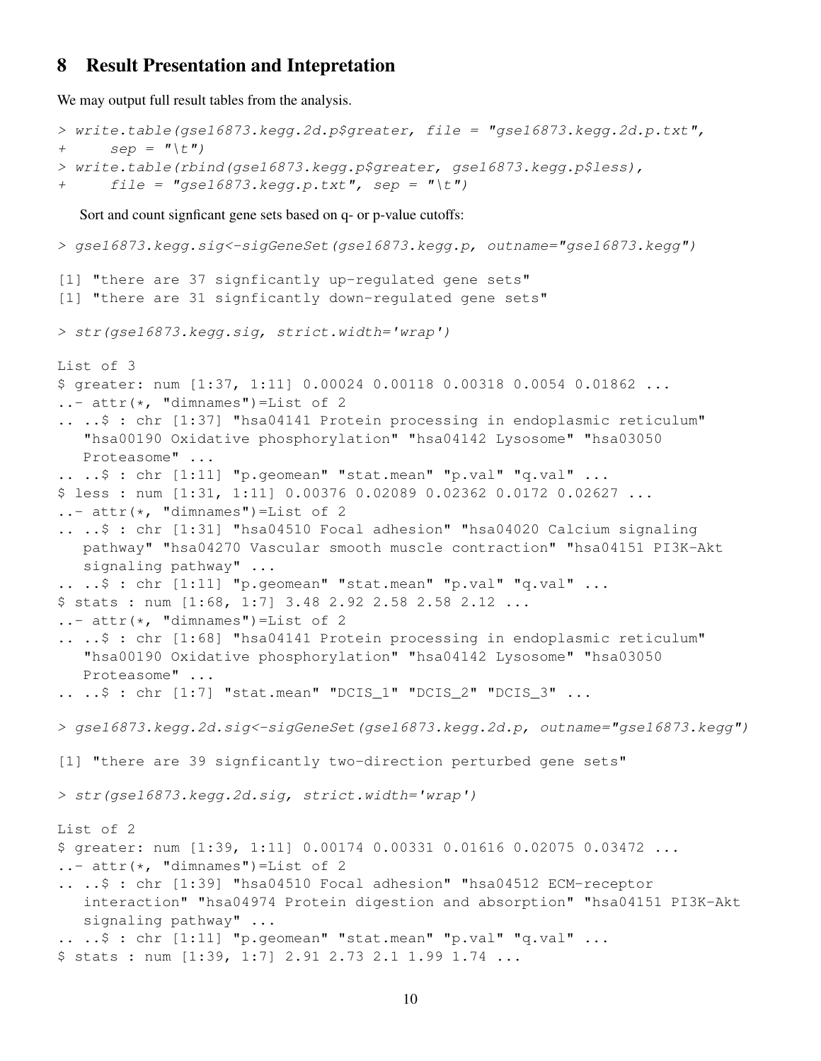## 8 Result Presentation and Intepretation

We may output full result tables from the analysis.

```
> write.table(gse16873.kegg.2d.p$greater, file = "gse16873.kegg.2d.p.txt",
+     sep = "\t")
> write.table(rbind(gse16873.kegg.p$greater, gse16873.kegg.p$less),
+     file = "gse16873.kegg.p.txt", sep = "\t")
```

Sort and count signficant gene sets based on q- or p-value cutoffs:

```
> gse16873.kegg.sig<-sigGeneSet(gse16873.kegg.p, outname="gse16873.kegg")

[1] "there are 37 signficantly up-regulated gene sets"
[1] "there are 31 signficantly down-regulated gene sets"

> str(gse16873.kegg.sig, strict.width='wrap')

List of 3
$ greater: num [1:37, 1:11] 0.00024 0.00118 0.00318 0.0054 0.01862 ...
..- attr(*, "dimnames")=List of 2
.. ..$ : chr [1:37] "hsa04141 Protein processing in endoplasmic reticulum"
   "hsa00190 Oxidative phosphorylation" "hsa04142 Lysosome" "hsa03050
   Proteasome" ...
.. ..$ : chr [1:11] "p.geomean" "stat.mean" "p.val" "q.val" ...
$ less : num [1:31, 1:11] 0.00376 0.02089 0.02362 0.0172 0.02627 ...
..- attr(*, "dimnames")=List of 2
.. ..$ : chr [1:31] "hsa04510 Focal adhesion" "hsa04020 Calcium signaling
   pathway" "hsa04270 Vascular smooth muscle contraction" "hsa04151 PI3K-Akt
   signaling pathway" ...
.. ..$ : chr [1:11] "p.geomean" "stat.mean" "p.val" "q.val" ...
$ stats : num [1:68, 1:7] 3.48 2.92 2.58 2.58 2.12 ...
..- attr(*, "dimnames")=List of 2
.. ..$ : chr [1:68] "hsa04141 Protein processing in endoplasmic reticulum"
   "hsa00190 Oxidative phosphorylation" "hsa04142 Lysosome" "hsa03050
   Proteasome" ...
.. ..$ : chr [1:7] "stat.mean" "DCIS_1" "DCIS_2" "DCIS_3" ...

> gse16873.kegg.2d.sig<-sigGeneSet(gse16873.kegg.2d.p, outname="gse16873.kegg")

[1] "there are 39 signficantly two-direction perturbed gene sets"

> str(gse16873.kegg.2d.sig, strict.width='wrap')

List of 2
$ greater: num [1:39, 1:11] 0.00174 0.00331 0.01616 0.02075 0.03472 ...
..- attr(*, "dimnames")=List of 2
.. ..$ : chr [1:39] "hsa04510 Focal adhesion" "hsa04512 ECM-receptor
   interaction" "hsa04974 Protein digestion and absorption" "hsa04151 PI3K-Akt
   signaling pathway" ...
.. ..$ : chr [1:11] "p.geomean" "stat.mean" "p.val" "q.val" ...
$ stats : num [1:39, 1:7] 2.91 2.73 2.1 1.99 1.74 ...
```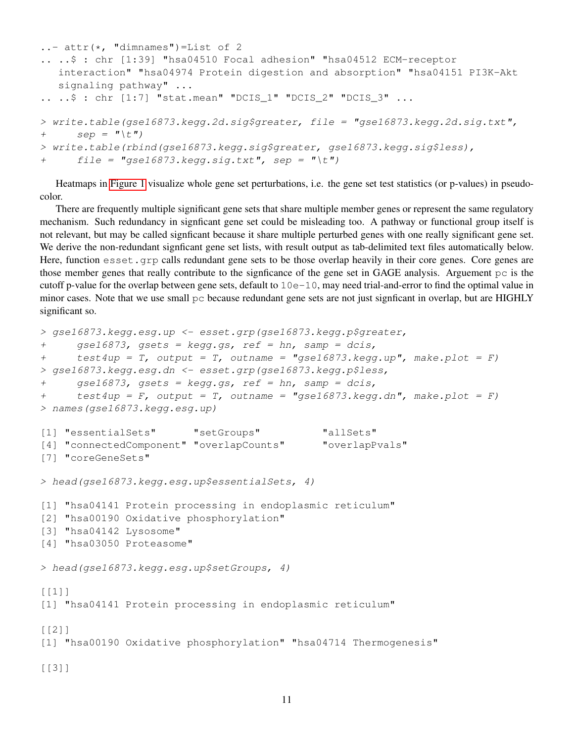```
..- attr(*, "dimnames")=List of 2
.. ..$ : chr [1:39] "hsa04510 Focal adhesion" "hsa04512 ECM-receptor
   interaction" "hsa04974 Protein digestion and absorption" "hsa04151 PI3K-Akt
   signaling pathway" ...
.. ..$ : chr [1:7] "stat.mean" "DCIS_1" "DCIS_2" "DCIS_3" ...
```

```
> write.table(gse16873.kegg.2d.sig$greater, file = "gse16873.kegg.2d.sig.txt",
+     sep = "\t")
> write.table(rbind(gse16873.kegg.sig$greater, gse16873.kegg.sig$less),
+     file = "gse16873.kegg.sig.txt", sep = "\t")
```

Heatmaps in Figure 1 visualize whole gene set perturbations, i.e. the gene set test statistics (or p-values) in pseudocolor.

There are frequently multiple significant gene sets that share multiple member genes or represent the same regulatory mechanism. Such redundancy in signficant gene set could be misleading too. A pathway or functional group itself is not relevant, but may be called signficant because it share multiple perturbed genes with one really significant gene set. We derive the non-redundant signficant gene set lists, with result output as tab-delimited text files automatically below. Here, function `esset.grp` calls redundant gene sets to be those overlap heavily in their core genes. Core genes are those member genes that really contribute to the signficance of the gene set in GAGE analysis. Arguement `pc` is the cutoff p-value for the overlap between gene sets, default to `10e-10`, may need trial-and-error to find the optimal value in minor cases. Note that we use small `pc` because redundant gene sets are not just signficant in overlap, but are HIGHLY significant so.

```
> gse16873.kegg.esg.up <- esset.grp(gse16873.kegg.p$greater,
+     gse16873, gsets = kegg.gs, ref = hn, samp = dcis,
+     test4up = T, output = T, outname = "gse16873.kegg.up", make.plot = F)
> gse16873.kegg.esg.dn <- esset.grp(gse16873.kegg.p$less,
+     gse16873, gsets = kegg.gs, ref = hn, samp = dcis,
+     test4up = F, output = T, outname = "gse16873.kegg.dn", make.plot = F)
> names(gse16873.kegg.esg.up)
```

```
[1] "essentialSets"      "setGroups"          "allSets"
[4] "connectedComponent" "overlapCounts"      "overlapPvals"
[7] "coreGeneSets"
```

```
> head(gse16873.kegg.esg.up$essentialSets, 4)
```

```
[1] "hsa04141 Protein processing in endoplasmic reticulum"
[2] "hsa00190 Oxidative phosphorylation"
[3] "hsa04142 Lysosome"
[4] "hsa03050 Proteasome"
```

```
> head(gse16873.kegg.esg.up$setGroups, 4)
```

```
[[1]]
[1] "hsa04141 Protein processing in endoplasmic reticulum"

[[2]]
[1] "hsa00190 Oxidative phosphorylation" "hsa04714 Thermogenesis"

[[3]]
```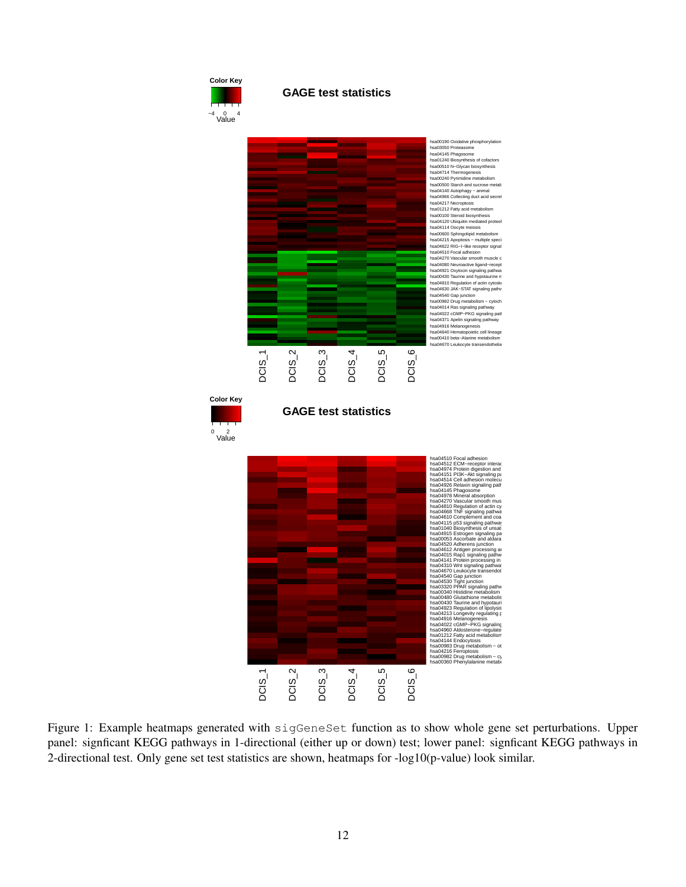Figure 1: Example heatmaps generated with `sigGeneSet` function as to show whole gene set perturbations. Upper panel: signficant KEGG pathways in 1-directional (either up or down) test; lower panel: signficant KEGG pathways in 2-directional test. Only gene set test statistics are shown, heatmaps for -log10(p-value) look similar.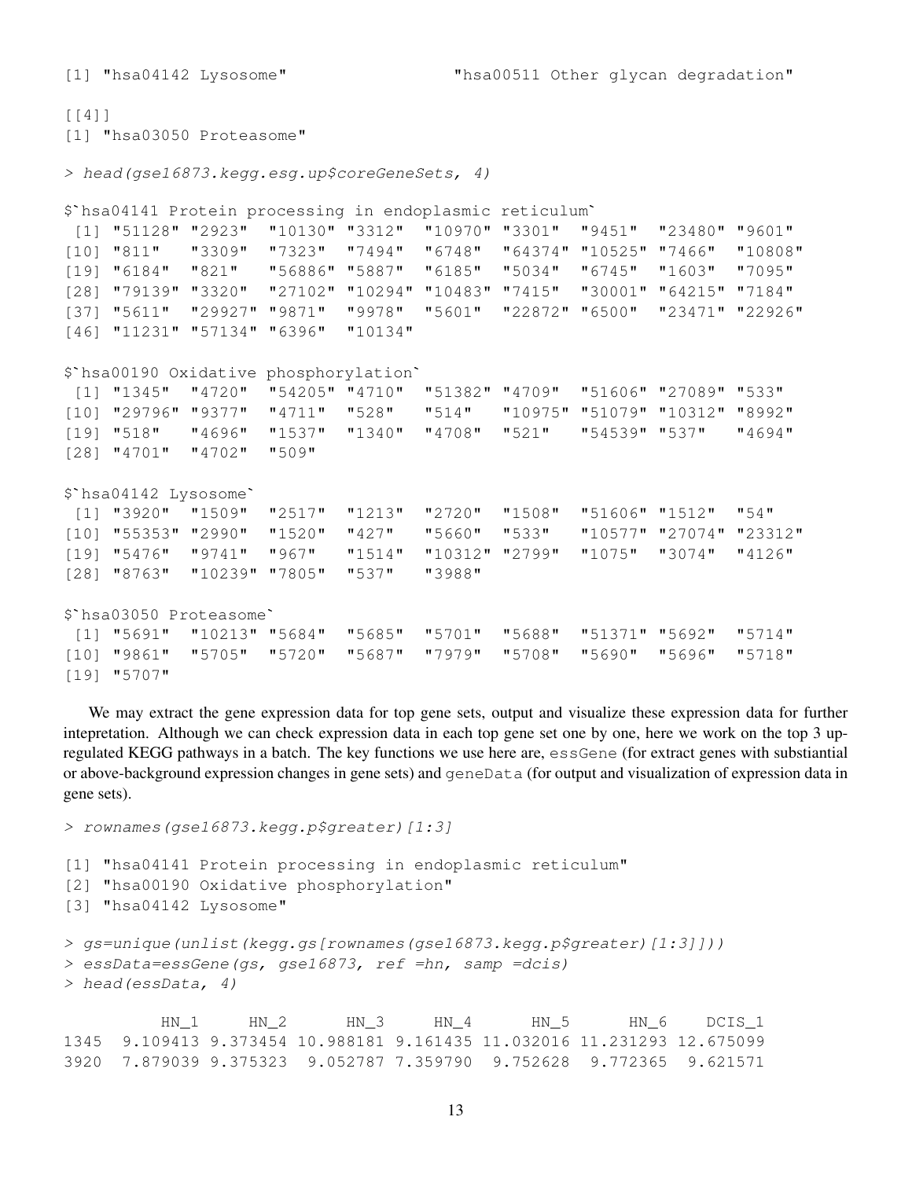```
[1] "hsa04142 Lysosome"                   "hsa00511 Other glycan degradation"

[[4]]
[1] "hsa03050 Proteasome"
```

```
> head(gse16873.kegg.esg.up$coreGeneSets, 4)

$`hsa04141 Protein processing in endoplasmic reticulum`
 [1] "51128" "2923"  "10130" "3312"  "10970" "3301"  "9451"  "23480" "9601"
[10] "811"   "3309"  "7323"  "7494"  "6748"  "64374" "10525" "7466"  "10808"
[19] "6184"  "821"   "56886" "5887"  "6185"  "5034"  "6745"  "1603"  "7095"
[28] "79139" "3320"  "27102" "10294" "10483" "7415"  "30001" "64215" "7184"
[37] "5611"  "29927" "9871"  "9978"  "5601"  "22872" "6500"  "23471" "22926"
[46] "11231" "57134" "6396"  "10134"

$`hsa00190 Oxidative phosphorylation`
 [1] "1345"  "4720"  "54205" "4710"  "51382" "4709"  "51606" "27089" "533"
[10] "29796" "9377"  "4711"  "528"   "514"   "10975" "51079" "10312" "8992"
[19] "518"   "4696"  "1537"  "1340"  "4708"  "521"   "54539" "537"   "4694"
[28] "4701"  "4702"  "509"

$`hsa04142 Lysosome`
 [1] "3920"  "1509"  "2517"  "1213"  "2720"  "1508"  "51606" "1512"  "54"
[10] "55353" "2990"  "1520"  "427"   "5660"  "533"   "10577" "27074" "23312"
[19] "5476"  "9741"  "967"   "1514"  "10312" "2799"  "1075"  "3074"  "4126"
[28] "8763"  "10239" "7805"  "537"   "3988"

$`hsa03050 Proteasome`
 [1] "5691"  "10213" "5684"  "5685"  "5701"  "5688"  "51371" "5692"  "5714"
[10] "9861"  "5705"  "5720"  "5687"  "7979"  "5708"  "5690"  "5696"  "5718"
[19] "5707"
```

We may extract the gene expression data for top gene sets, output and visualize these expression data for further intepretation. Although we can check expression data in each top gene set one by one, here we work on the top 3 up-regulated KEGG pathways in a batch. The key functions we use here are, `essGene` (for extract genes with substiantial or above-background expression changes in gene sets) and `geneData` (for output and visualization of expression data in gene sets).

```
> rownames(gse16873.kegg.p$greater)[1:3]

[1] "hsa04141 Protein processing in endoplasmic reticulum"
[2] "hsa00190 Oxidative phosphorylation"
[3] "hsa04142 Lysosome"
```

```
> gs=unique(unlist(kegg.gs[rownames(gse16873.kegg.p$greater)[1:3]]))
> essData=essGene(gs, gse16873, ref =hn, samp =dcis)
> head(essData, 4)

         HN_1     HN_2      HN_3     HN_4      HN_5      HN_6    DCIS_1
1345 9.109413 9.373454 10.988181 9.161435 11.032016 11.231293 12.675099
3920 7.879039 9.375323  9.052787 7.359790  9.752628  9.772365  9.621571
```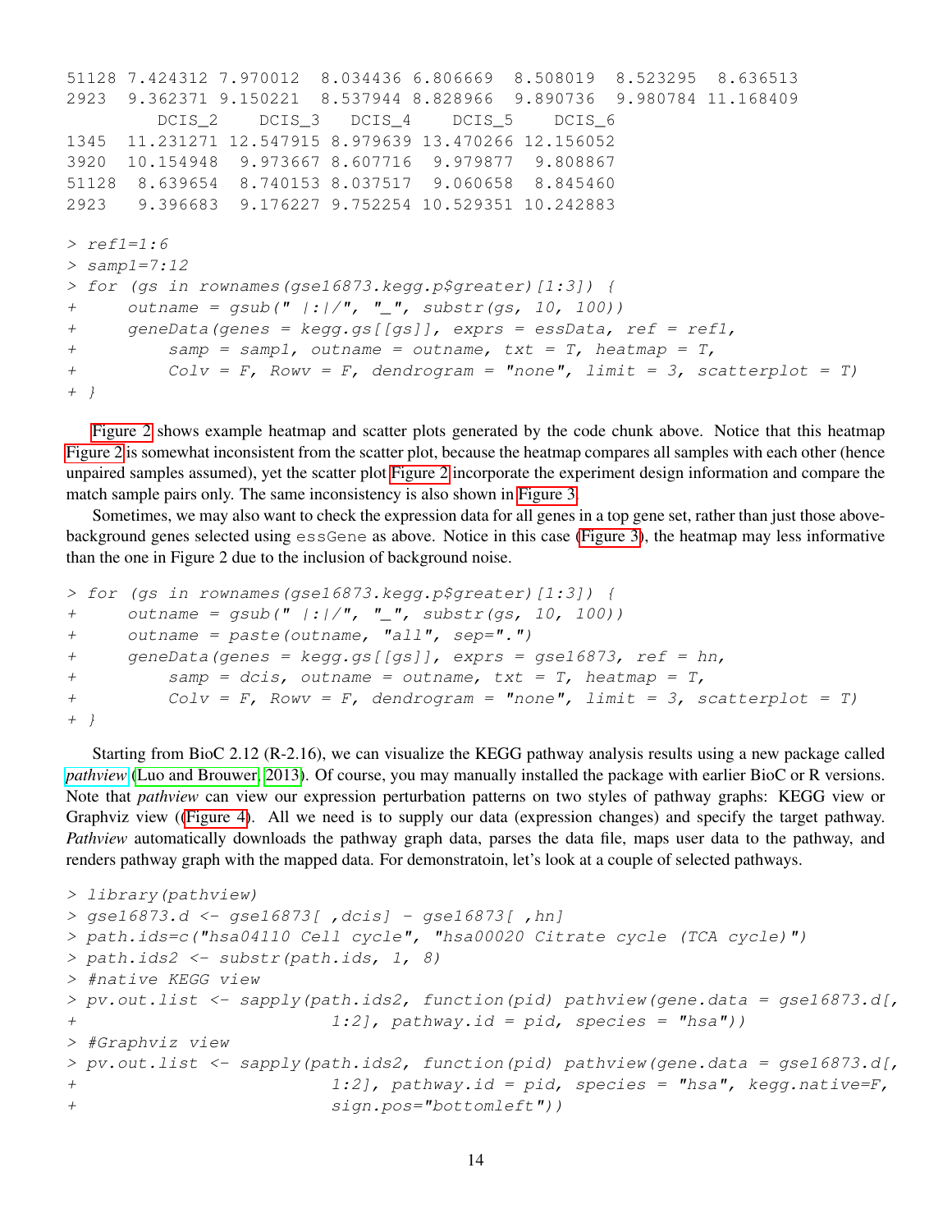```
51128 7.424312 7.970012  8.034436 6.806669  8.508019  8.523295  8.636513
2923  9.362371 9.150221  8.537944 8.828966  9.890736  9.980784 11.168409
         DCIS_2    DCIS_3   DCIS_4    DCIS_5    DCIS_6
1345  11.231271 12.547915 8.979639 13.470266 12.156052
3920  10.154948  9.973667 8.607716  9.979877  9.808867
51128  8.639654  8.740153 8.037517  9.060658  8.845460
2923   9.396683  9.176227 9.752254 10.529351 10.242883
```

```
> ref1=1:6
> samp1=7:12
> for (gs in rownames(gse16873.kegg.p$greater)[1:3]) {
+     outname = gsub(" |:|/", "_", substr(gs, 10, 100))
+     geneData(genes = kegg.gs[[gs]], exprs = essData, ref = ref1,
+         samp = samp1, outname = outname, txt = T, heatmap = T,
+         Colv = F, Rowv = F, dendrogram = "none", limit = 3, scatterplot = T)
+ }
```

Figure 2 shows example heatmap and scatter plots generated by the code chunk above. Notice that this heatmap Figure 2 is somewhat inconsistent from the scatter plot, because the heatmap compares all samples with each other (hence unpaired samples assumed), yet the scatter plot Figure 2 incorporate the experiment design information and compare the match sample pairs only. The same inconsistency is also shown in Figure 3.

Sometimes, we may also want to check the expression data for all genes in a top gene set, rather than just those above-background genes selected using essGene as above. Notice in this case (Figure 3), the heatmap may less informative than the one in Figure 2 due to the inclusion of background noise.

```
> for (gs in rownames(gse16873.kegg.p$greater)[1:3]) {
+     outname = gsub(" |:|/", "_", substr(gs, 10, 100))
+     outname = paste(outname, "all", sep=".")
+     geneData(genes = kegg.gs[[gs]], exprs = gse16873, ref = hn,
+         samp = dcis, outname = outname, txt = T, heatmap = T,
+         Colv = F, Rowv = F, dendrogram = "none", limit = 3, scatterplot = T)
+ }
```

Starting from BioC 2.12 (R-2.16), we can visualize the KEGG pathway analysis results using a new package called *pathview* (Luo and Brouwer, 2013). Of course, you may manually installed the package with earlier BioC or R versions. Note that *pathview* can view our expression perturbation patterns on two styles of pathway graphs: KEGG view or Graphviz view ((Figure 4). All we need is to supply our data (expression changes) and specify the target pathway. *Pathview* automatically downloads the pathway graph data, parses the data file, maps user data to the pathway, and renders pathway graph with the mapped data. For demonstratoin, let's look at a couple of selected pathways.

```
> library(pathview)
> gse16873.d <- gse16873[ ,dcis] - gse16873[ ,hn]
> path.ids=c("hsa04110 Cell cycle", "hsa00020 Citrate cycle (TCA cycle)")
> path.ids2 <- substr(path.ids, 1, 8)
> #native KEGG view
> pv.out.list <- sapply(path.ids2, function(pid) pathview(gene.data = gse16873.d[,
+                         1:2], pathway.id = pid, species = "hsa"))
> #Graphviz view
> pv.out.list <- sapply(path.ids2, function(pid) pathview(gene.data = gse16873.d[,
+                         1:2], pathway.id = pid, species = "hsa", kegg.native=F,
+                         sign.pos="bottomleft"))
```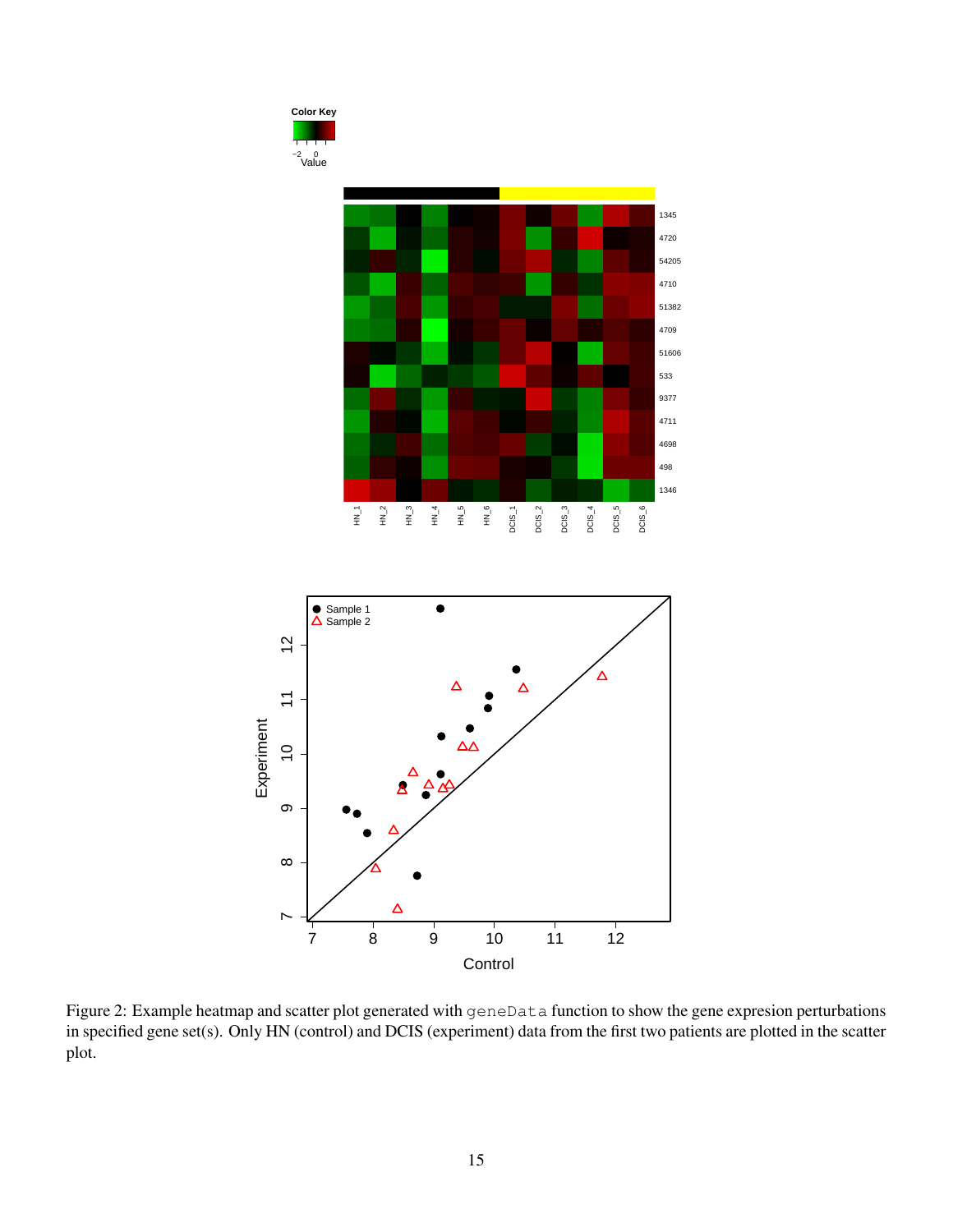Figure 2: Example heatmap and scatter plot generated with `geneData` function to show the gene expression perturbations in specified gene set(s). Only HN (control) and DCIS (experiment) data from the first two patients are plotted in the scatter plot.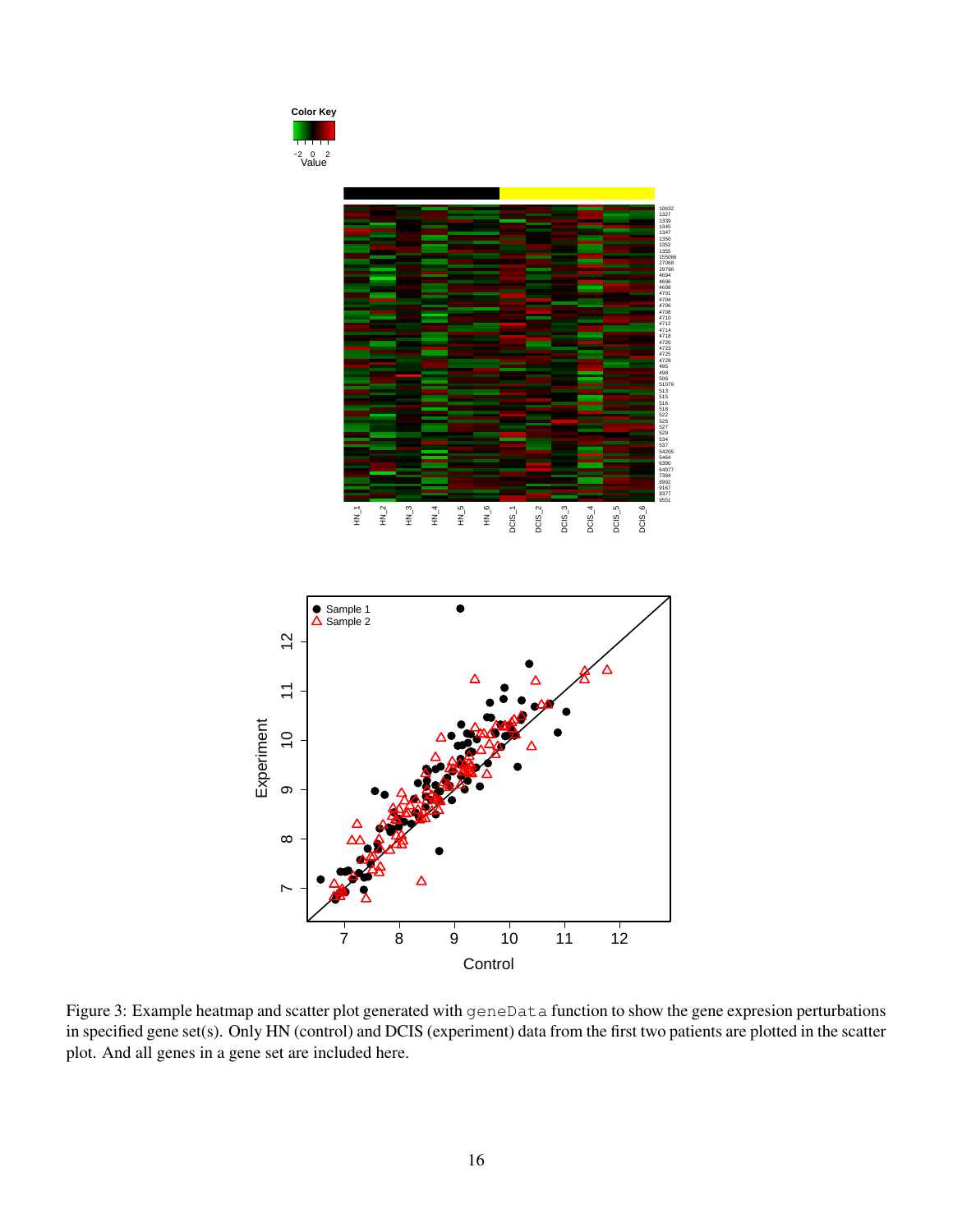Figure 3: Example heatmap and scatter plot generated with `geneData` function to show the gene expression perturbations in specified gene set(s). Only HN (control) and DCIS (experiment) data from the first two patients are plotted in the scatter plot. And all genes in a gene set are included here.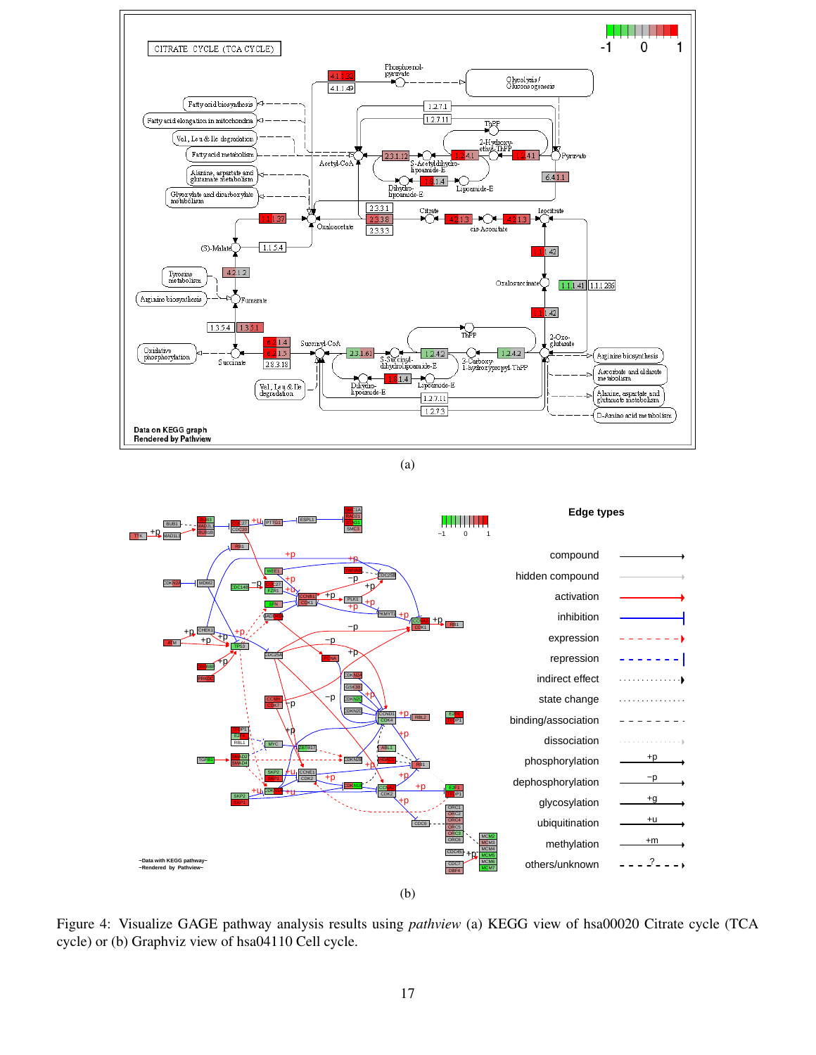(a)

(b)

Figure 4: Visualize GAGE pathway analysis results using *pathview* (a) KEGG view of hsa00020 Citrate cycle (TCA cycle) or (b) Graphviz view of hsa04110 Cell cycle.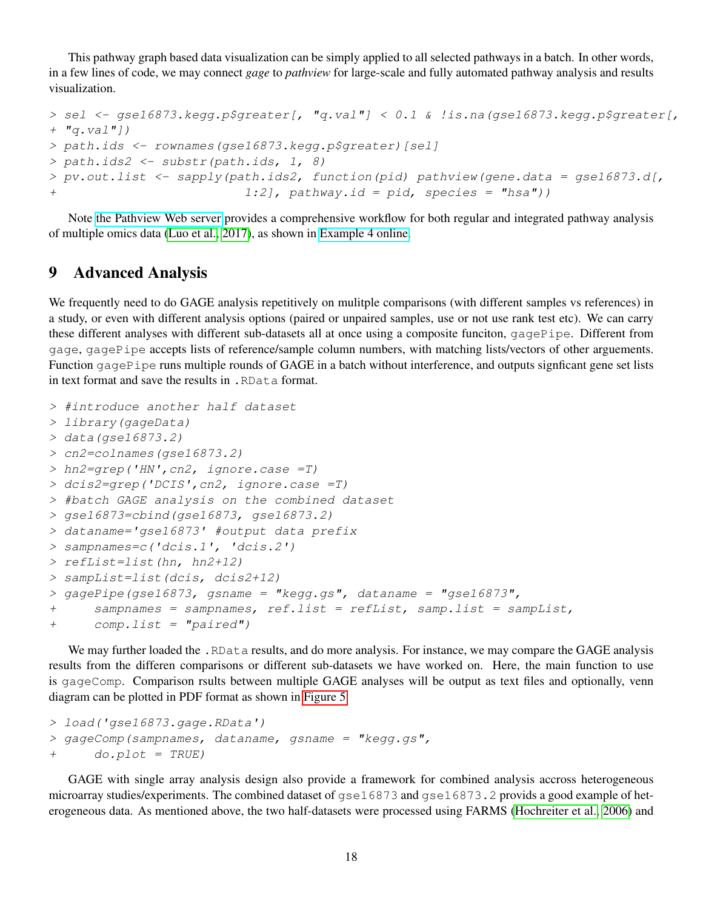This pathway graph based data visualization can be simply applied to all selected pathways in a batch. In other words, in a few lines of code, we may connect *gage* to *pathview* for large-scale and fully automated pathway analysis and results visualization.

```
> sel <- gse16873.kegg.p$greater[, "q.val"] < 0.1 & !is.na(gse16873.kegg.p$greater[,
+ "q.val"])
> path.ids <- rownames(gse16873.kegg.p$greater)[sel]
> path.ids2 <- substr(path.ids, 1, 8)
> pv.out.list <- sapply(path.ids2, function(pid) pathview(gene.data = gse16873.d[,
+                          1:2], pathway.id = pid, species = "hsa"))
```

Note the Pathview Web server provides a comprehensive workflow for both regular and integrated pathway analysis of multiple omics data (Luo et al., 2017), as shown in Example 4 online.

# 9 Advanced Analysis

We frequently need to do GAGE analysis repetitively on mulitple comparisons (with different samples vs references) in a study, or even with different analysis options (paired or unpaired samples, use or not use rank test etc). We can carry these different analyses with different sub-datasets all at once using a composite funciton, `gagePipe`. Different from `gage`, `gagePipe` accepts lists of reference/sample column numbers, with matching lists/vectors of other arguements. Function `gagePipe` runs multiple rounds of GAGE in a batch without interference, and outputs signficant gene set lists in text format and save the results in `.RData` format.

```
> #introduce another half dataset
> library(gageData)
> data(gse16873.2)
> cn2=colnames(gse16873.2)
> hn2=grep('HN',cn2, ignore.case =T)
> dcis2=grep('DCIS',cn2, ignore.case =T)
> #batch GAGE analysis on the combined dataset
> gse16873=cbind(gse16873, gse16873.2)
> dataname='gse16873' #output data prefix
> sampnames=c('dcis.1', 'dcis.2')
> refList=list(hn, hn2+12)
> sampList=list(dcis, dcis2+12)
> gagePipe(gse16873, gsname = "kegg.gs", dataname = "gse16873",
+      sampnames = sampnames, ref.list = refList, samp.list = sampList,
+      comp.list = "paired")
```

We may further loaded the `.RData` results, and do more analysis. For instance, we may compare the GAGE analysis results from the differen comparisons or different sub-datasets we have worked on. Here, the main function to use is `gageComp`. Comparison rsults between multiple GAGE analyses will be output as text files and optionally, venn diagram can be plotted in PDF format as shown in Figure 5.

```
> load('gse16873.gage.RData')
> gageComp(sampnames, dataname, gsname = "kegg.gs",
+      do.plot = TRUE)
```

GAGE with single array analysis design also provide a framework for combined analysis accross heterogeneous microarray studies/experiments. The combined dataset of `gse16873` and `gse16873.2` provids a good example of heterogeneous data. As mentioned above, the two half-datasets were processed using FARMS (Hochreiter et al., 2006) and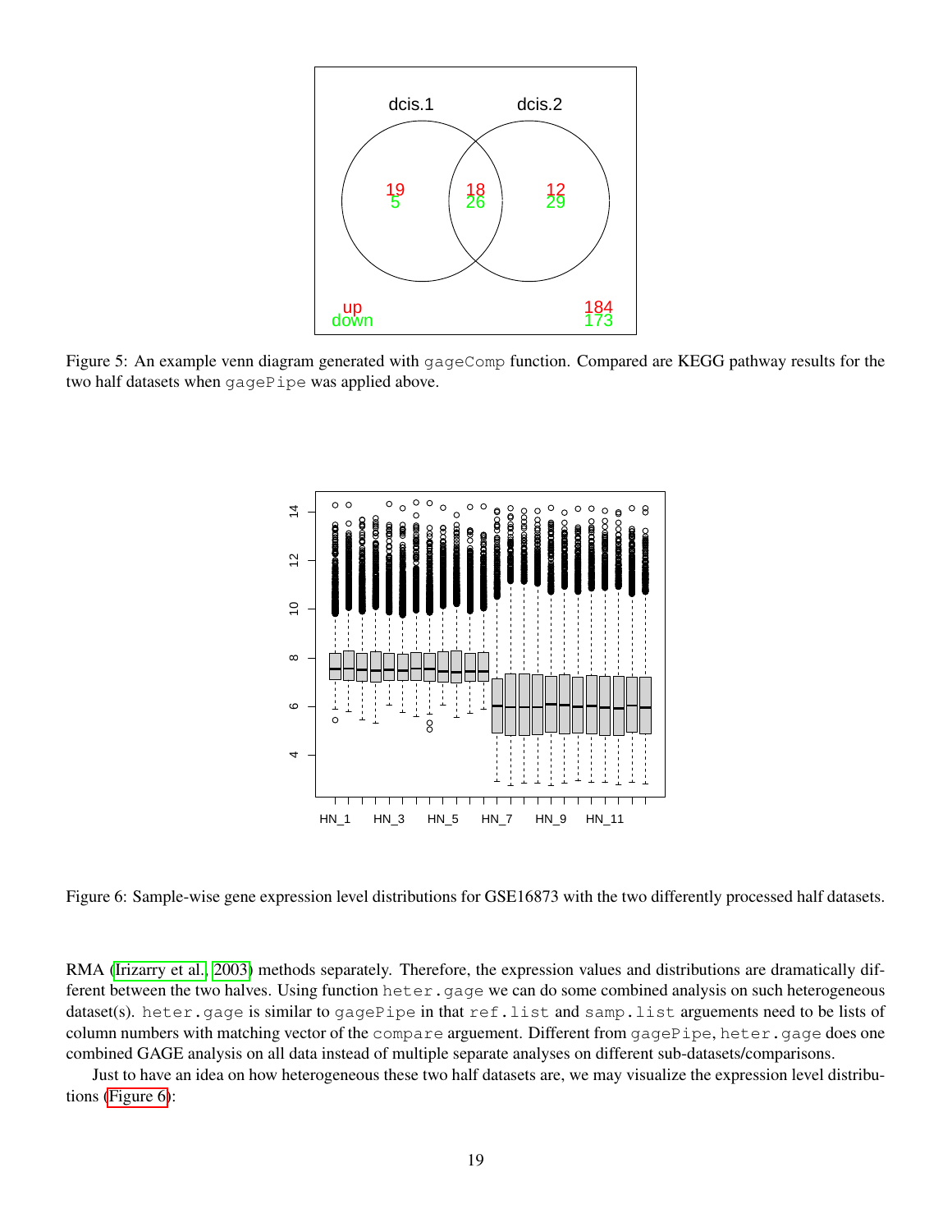Figure 5: An example venn diagram generated with `gageComp` function. Compared are KEGG pathway results for the two half datasets when `gagePipe` was applied above.

Figure 6: Sample-wise gene expression level distributions for GSE16873 with the two differently processed half datasets.

RMA (Irizarry et al., 2003) methods separately. Therefore, the expression values and distributions are dramatically different between the two halves. Using function `heter.gage` we can do some combined analysis on such heterogeneous dataset(s). `heter.gage` is similar to `gagePipe` in that `ref.list` and `samp.list` arguements need to be lists of column numbers with matching vector of the `compare` arguement. Different from `gagePipe`, `heter.gage` does one combined GAGE analysis on all data instead of multiple separate analyses on different sub-datasets/comparisons.

Just to have an idea on how heterogeneous these two half datasets are, we may visualize the expression level distributions (Figure 6):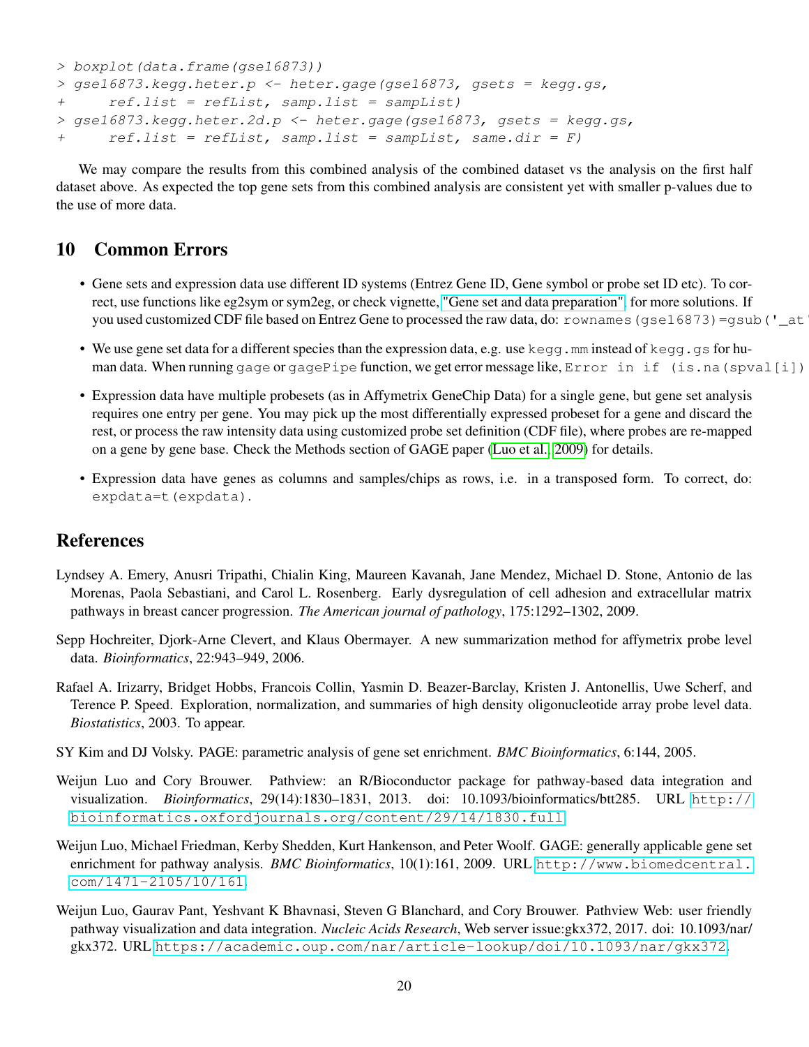```
> boxplot(data.frame(gse16873))
> gse16873.kegg.heter.p <- heter.gage(gse16873, gsets = kegg.gs,
+     ref.list = refList, samp.list = sampList)
> gse16873.kegg.heter.2d.p <- heter.gage(gse16873, gsets = kegg.gs,
+     ref.list = refList, samp.list = sampList, same.dir = F)
```

We may compare the results from this combined analysis of the combined dataset vs the analysis on the first half dataset above. As expected the top gene sets from this combined analysis are consistent yet with smaller p-values due to the use of more data.

## 10 Common Errors

- Gene sets and expression data use different ID systems (Entrez Gene ID, Gene symbol or probe set ID etc). To correct, use functions like eg2sym or sym2eg, or check vignette, "Gene set and data preparation", for more solutions. If you used customized CDF file based on Entrez Gene to processed the raw data, do: `rownames(gse16873)=gsub('_at'`
- We use gene set data for a different species than the expression data, e.g. use `kegg.mm` instead of `kegg.gs` for human data. When running `gage` or `gagePipe` function, we get error message like, `Error in if (is.na(spval[i])`
- Expression data have multiple probesets (as in Affymetrix GeneChip Data) for a single gene, but gene set analysis requires one entry per gene. You may pick up the most differentially expressed probeset for a gene and discard the rest, or process the raw intensity data using customized probe set definition (CDF file), where probes are re-mapped on a gene by gene base. Check the Methods section of GAGE paper (Luo et al., 2009) for details.
- Expression data have genes as columns and samples/chips as rows, i.e. in a transposed form. To correct, do: `expdata=t(expdata)`.

## References

Lyndsey A. Emery, Anusri Tripathi, Chialin King, Maureen Kavanah, Jane Mendez, Michael D. Stone, Antonio de las Morenas, Paola Sebastiani, and Carol L. Rosenberg. Early dysregulation of cell adhesion and extracellular matrix pathways in breast cancer progression. *The American journal of pathology*, 175:1292–1302, 2009.

Sepp Hochreiter, Djork-Arne Clevert, and Klaus Obermayer. A new summarization method for affymetrix probe level data. *Bioinformatics*, 22:943–949, 2006.

Rafael A. Irizarry, Bridget Hobbs, Francois Collin, Yasmin D. Beazer-Barclay, Kristen J. Antonellis, Uwe Scherf, and Terence P. Speed. Exploration, normalization, and summaries of high density oligonucleotide array probe level data. *Biostatistics*, 2003. To appear.

SY Kim and DJ Volsky. PAGE: parametric analysis of gene set enrichment. *BMC Bioinformatics*, 6:144, 2005.

Weijun Luo and Cory Brouwer. Pathview: an R/Bioconductor package for pathway-based data integration and visualization. *Bioinformatics*, 29(14):1830–1831, 2013. doi: 10.1093/bioinformatics/btt285. URL http://bioinformatics.oxfordjournals.org/content/29/14/1830.full.

Weijun Luo, Michael Friedman, Kerby Shedden, Kurt Hankenson, and Peter Woolf. GAGE: generally applicable gene set enrichment for pathway analysis. *BMC Bioinformatics*, 10(1):161, 2009. URL http://www.biomedcentral.com/1471-2105/10/161.

Weijun Luo, Gaurav Pant, Yeshvant K Bhavnasi, Steven G Blanchard, and Cory Brouwer. Pathview Web: user friendly pathway visualization and data integration. *Nucleic Acids Research*, Web server issue:gkx372, 2017. doi: 10.1093/nar/gkx372. URL https://academic.oup.com/nar/article-lookup/doi/10.1093/nar/gkx372.